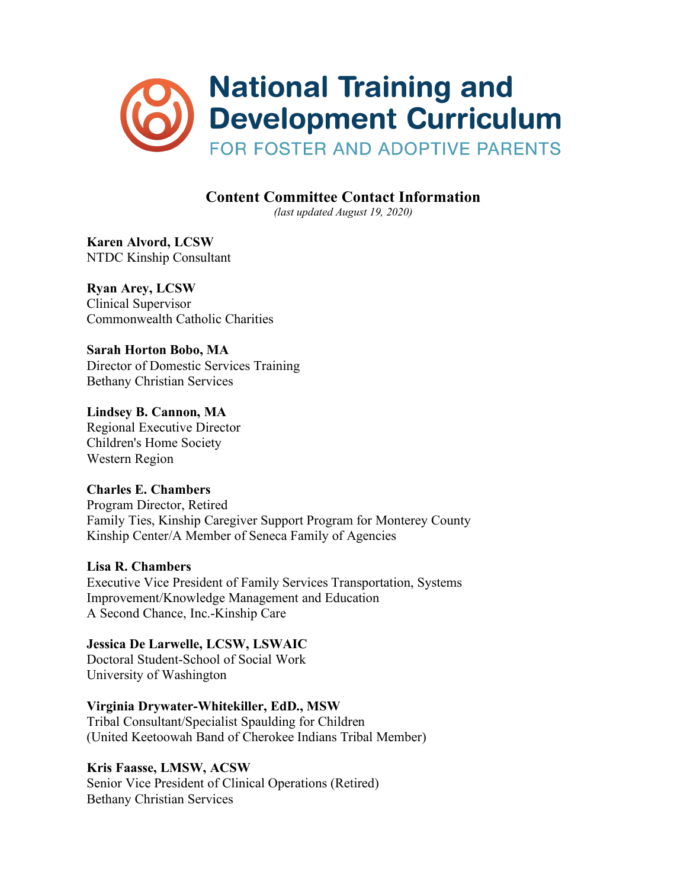# National Training and Development Curriculum

FOR FOSTER AND ADOPTIVE PARENTS

## Content Committee Contact Information

*(last updated August 19, 2020)*

**Karen Alvord, LCSW**
NTDC Kinship Consultant

**Ryan Arey, LCSW**
Clinical Supervisor
Commonwealth Catholic Charities

**Sarah Horton Bobo, MA**
Director of Domestic Services Training
Bethany Christian Services

**Lindsey B. Cannon, MA**
Regional Executive Director
Children's Home Society
Western Region

**Charles E. Chambers**
Program Director, Retired
Family Ties, Kinship Caregiver Support Program for Monterey County
Kinship Center/A Member of Seneca Family of Agencies

**Lisa R. Chambers**
Executive Vice President of Family Services Transportation, Systems Improvement/Knowledge Management and Education
A Second Chance, Inc.-Kinship Care

**Jessica De Larwelle, LCSW, LSWAIC**
Doctoral Student-School of Social Work
University of Washington

**Virginia Drywater-Whitekiller, EdD., MSW**
Tribal Consultant/Specialist Spaulding for Children
(United Keetoowah Band of Cherokee Indians Tribal Member)

**Kris Faasse, LMSW, ACSW**
Senior Vice President of Clinical Operations (Retired)
Bethany Christian Services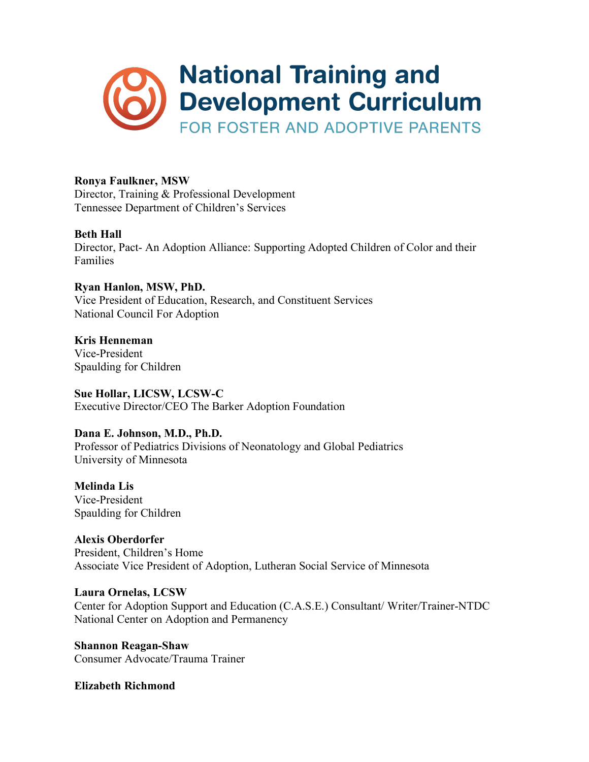# National Training and Development Curriculum

FOR FOSTER AND ADOPTIVE PARENTS

**Ronya Faulkner, MSW**
Director, Training & Professional Development
Tennessee Department of Children's Services

**Beth Hall**
Director, Pact- An Adoption Alliance: Supporting Adopted Children of Color and their Families

**Ryan Hanlon, MSW, PhD.**
Vice President of Education, Research, and Constituent Services
National Council For Adoption

**Kris Henneman**
Vice-President
Spaulding for Children

**Sue Hollar, LICSW, LCSW-C**
Executive Director/CEO The Barker Adoption Foundation

**Dana E. Johnson, M.D., Ph.D.**
Professor of Pediatrics Divisions of Neonatology and Global Pediatrics
University of Minnesota

**Melinda Lis**
Vice-President
Spaulding for Children

**Alexis Oberdorfer**
President, Children's Home
Associate Vice President of Adoption, Lutheran Social Service of Minnesota

**Laura Ornelas, LCSW**
Center for Adoption Support and Education (C.A.S.E.) Consultant/ Writer/Trainer-NTDC
National Center on Adoption and Permanency

**Shannon Reagan-Shaw**
Consumer Advocate/Trauma Trainer

**Elizabeth Richmond**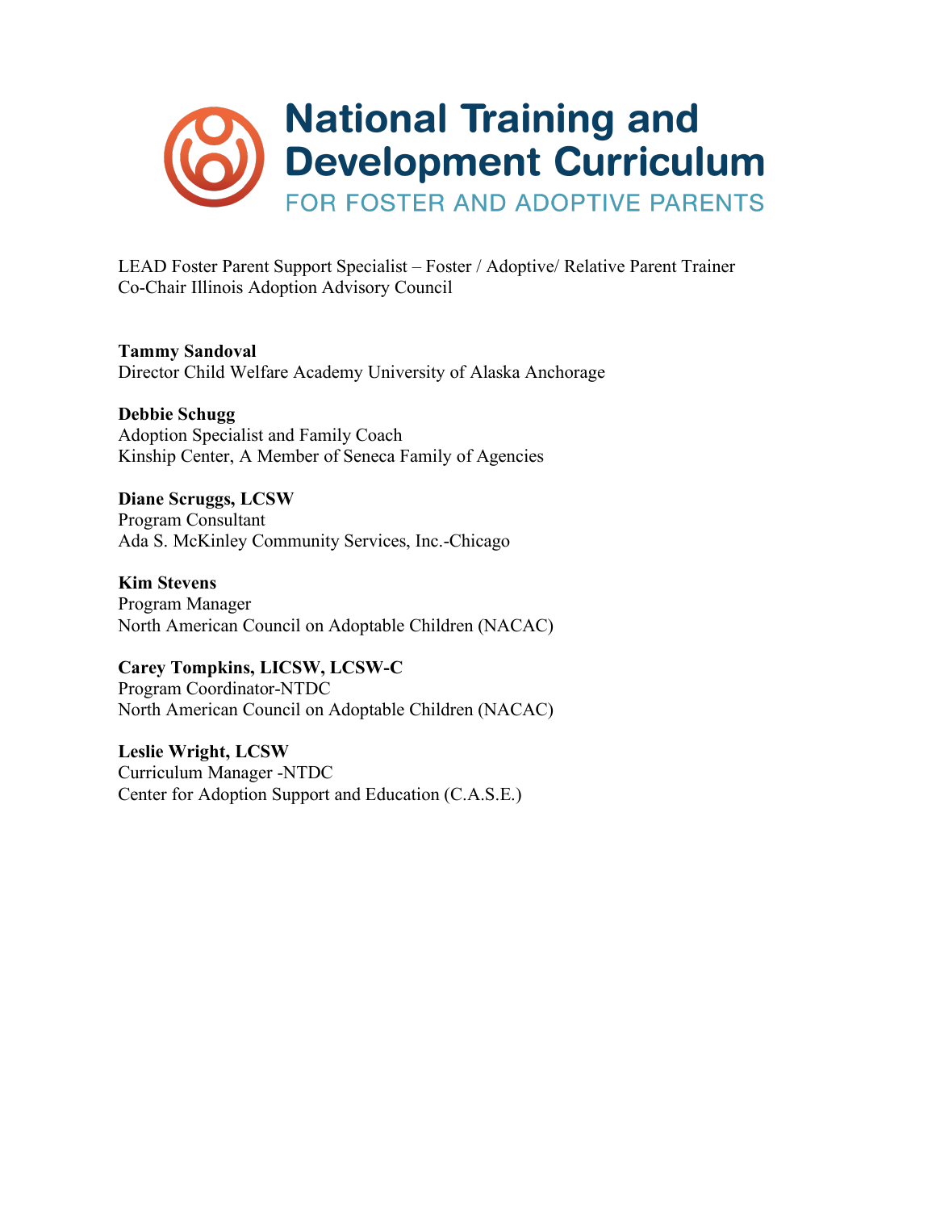LEAD Foster Parent Support Specialist – Foster / Adoptive/ Relative Parent Trainer
Co-Chair Illinois Adoption Advisory Council

**Tammy Sandoval**
Director Child Welfare Academy University of Alaska Anchorage

**Debbie Schugg**
Adoption Specialist and Family Coach
Kinship Center, A Member of Seneca Family of Agencies

**Diane Scruggs, LCSW**
Program Consultant
Ada S. McKinley Community Services, Inc.-Chicago

**Kim Stevens**
Program Manager
North American Council on Adoptable Children (NACAC)

**Carey Tompkins, LICSW, LCSW-C**
Program Coordinator-NTDC
North American Council on Adoptable Children (NACAC)

**Leslie Wright, LCSW**
Curriculum Manager -NTDC
Center for Adoption Support and Education (C.A.S.E.)